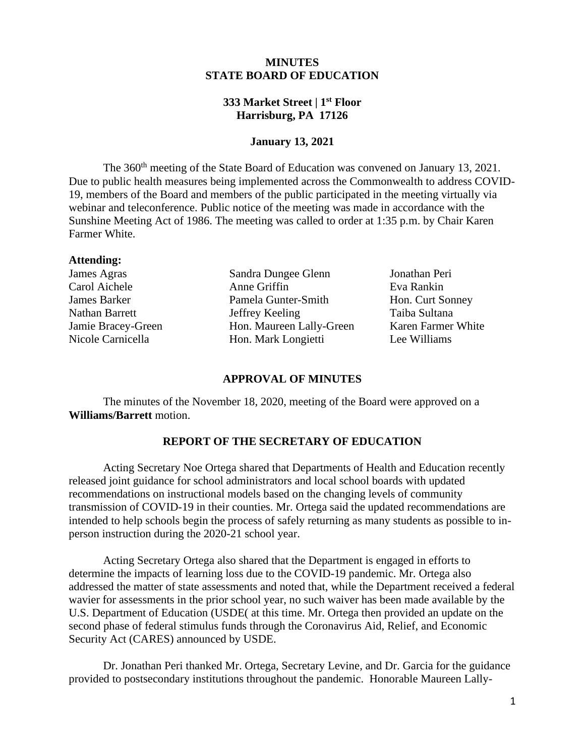# MINUTES
# STATE BOARD OF EDUCATION

**333 Market Street | 1st Floor**
**Harrisburg, PA 17126**

**January 13, 2021**

The 360th meeting of the State Board of Education was convened on January 13, 2021. Due to public health measures being implemented across the Commonwealth to address COVID-19, members of the Board and members of the public participated in the meeting virtually via webinar and teleconference. Public notice of the meeting was made in accordance with the Sunshine Meeting Act of 1986. The meeting was called to order at 1:35 p.m. by Chair Karen Farmer White.

**Attending:**

James Agras
Carol Aichele
James Barker
Nathan Barrett
Jamie Bracey-Green
Nicole Carnicella
Sandra Dungee Glenn
Anne Griffin
Pamela Gunter-Smith
Jeffrey Keeling
Hon. Maureen Lally-Green
Hon. Mark Longietti
Jonathan Peri
Eva Rankin
Hon. Curt Sonney
Taiba Sultana
Karen Farmer White
Lee Williams

## APPROVAL OF MINUTES

The minutes of the November 18, 2020, meeting of the Board were approved on a **Williams/Barrett** motion.

## REPORT OF THE SECRETARY OF EDUCATION

Acting Secretary Noe Ortega shared that Departments of Health and Education recently released joint guidance for school administrators and local school boards with updated recommendations on instructional models based on the changing levels of community transmission of COVID-19 in their counties. Mr. Ortega said the updated recommendations are intended to help schools begin the process of safely returning as many students as possible to in-person instruction during the 2020-21 school year.

Acting Secretary Ortega also shared that the Department is engaged in efforts to determine the impacts of learning loss due to the COVID-19 pandemic. Mr. Ortega also addressed the matter of state assessments and noted that, while the Department received a federal wavier for assessments in the prior school year, no such waiver has been made available by the U.S. Department of Education (USDE( at this time. Mr. Ortega then provided an update on the second phase of federal stimulus funds through the Coronavirus Aid, Relief, and Economic Security Act (CARES) announced by USDE.

Dr. Jonathan Peri thanked Mr. Ortega, Secretary Levine, and Dr. Garcia for the guidance provided to postsecondary institutions throughout the pandemic. Honorable Maureen Lally-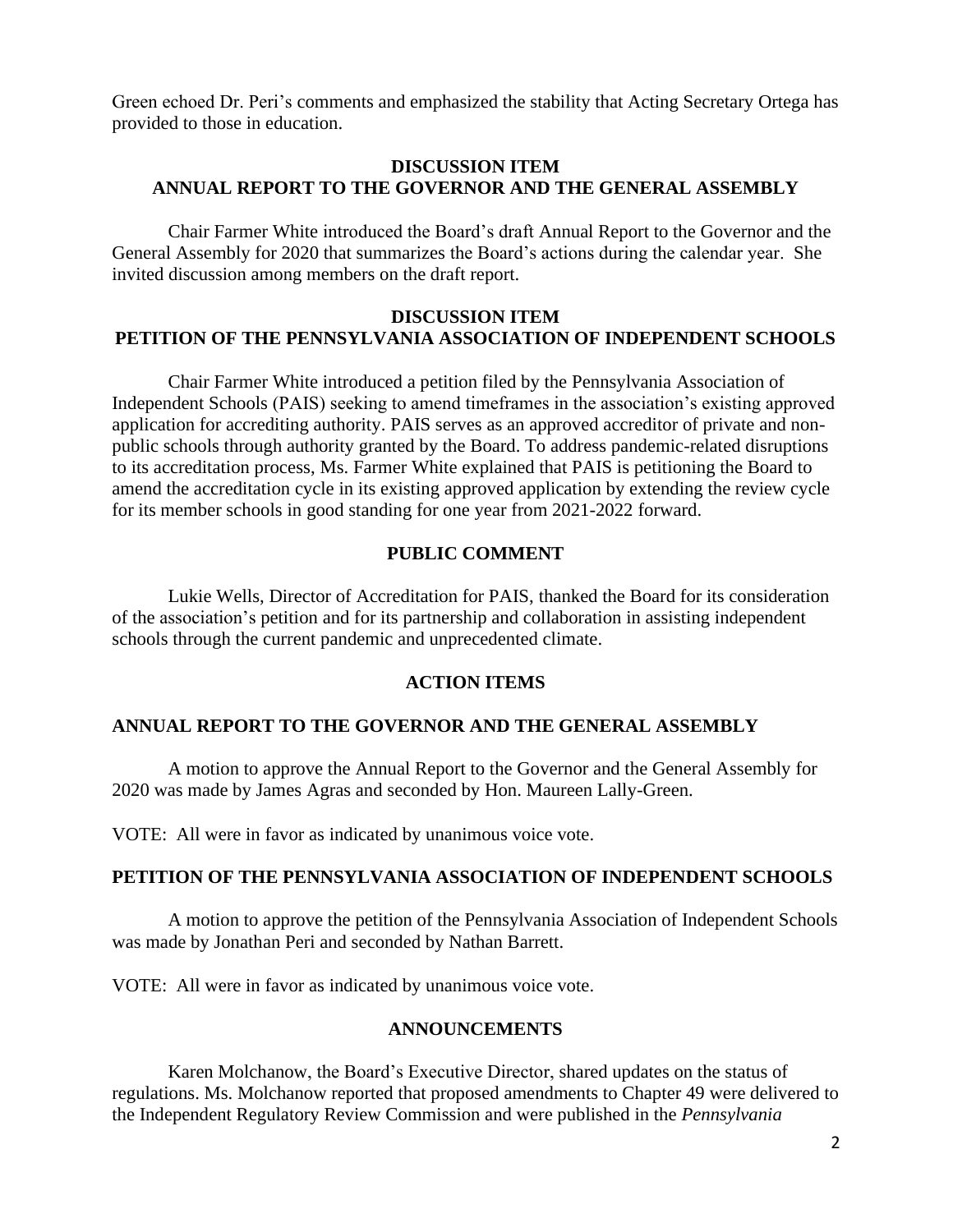Green echoed Dr. Peri's comments and emphasized the stability that Acting Secretary Ortega has provided to those in education.

## DISCUSSION ITEM
## ANNUAL REPORT TO THE GOVERNOR AND THE GENERAL ASSEMBLY

Chair Farmer White introduced the Board's draft Annual Report to the Governor and the General Assembly for 2020 that summarizes the Board's actions during the calendar year. She invited discussion among members on the draft report.

## DISCUSSION ITEM
## PETITION OF THE PENNSYLVANIA ASSOCIATION OF INDEPENDENT SCHOOLS

Chair Farmer White introduced a petition filed by the Pennsylvania Association of Independent Schools (PAIS) seeking to amend timeframes in the association's existing approved application for accrediting authority. PAIS serves as an approved accreditor of private and non-public schools through authority granted by the Board. To address pandemic-related disruptions to its accreditation process, Ms. Farmer White explained that PAIS is petitioning the Board to amend the accreditation cycle in its existing approved application by extending the review cycle for its member schools in good standing for one year from 2021-2022 forward.

## PUBLIC COMMENT

Lukie Wells, Director of Accreditation for PAIS, thanked the Board for its consideration of the association's petition and for its partnership and collaboration in assisting independent schools through the current pandemic and unprecedented climate.

## ACTION ITEMS

### ANNUAL REPORT TO THE GOVERNOR AND THE GENERAL ASSEMBLY

A motion to approve the Annual Report to the Governor and the General Assembly for 2020 was made by James Agras and seconded by Hon. Maureen Lally-Green.

VOTE: All were in favor as indicated by unanimous voice vote.

### PETITION OF THE PENNSYLVANIA ASSOCIATION OF INDEPENDENT SCHOOLS

A motion to approve the petition of the Pennsylvania Association of Independent Schools was made by Jonathan Peri and seconded by Nathan Barrett.

VOTE: All were in favor as indicated by unanimous voice vote.

## ANNOUNCEMENTS

Karen Molchanow, the Board's Executive Director, shared updates on the status of regulations. Ms. Molchanow reported that proposed amendments to Chapter 49 were delivered to the Independent Regulatory Review Commission and were published in the *Pennsylvania*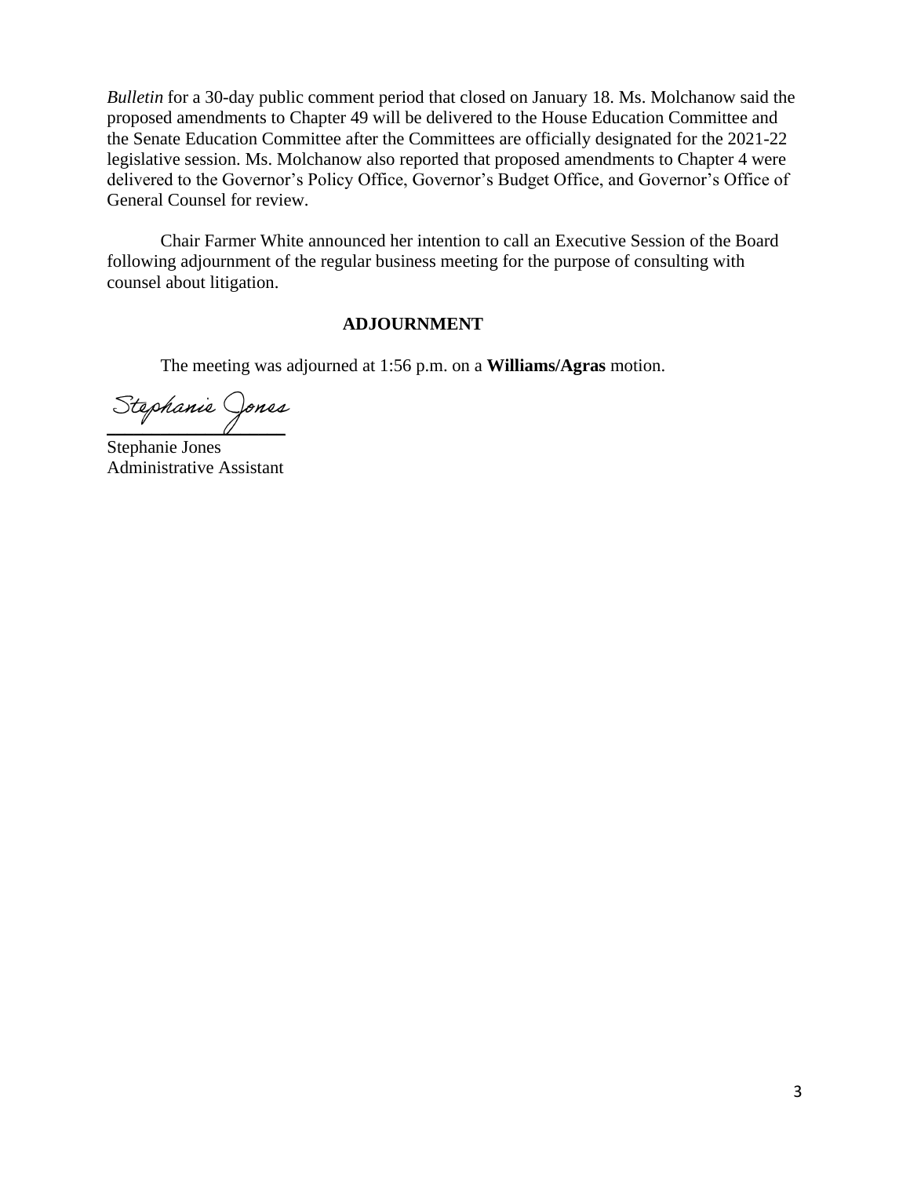*Bulletin* for a 30-day public comment period that closed on January 18. Ms. Molchanow said the proposed amendments to Chapter 49 will be delivered to the House Education Committee and the Senate Education Committee after the Committees are officially designated for the 2021-22 legislative session. Ms. Molchanow also reported that proposed amendments to Chapter 4 were delivered to the Governor's Policy Office, Governor's Budget Office, and Governor's Office of General Counsel for review.

Chair Farmer White announced her intention to call an Executive Session of the Board following adjournment of the regular business meeting for the purpose of consulting with counsel about litigation.

## ADJOURNMENT

The meeting was adjourned at 1:56 p.m. on a **Williams/Agras** motion.

Stephanie Jones

Stephanie Jones
Administrative Assistant